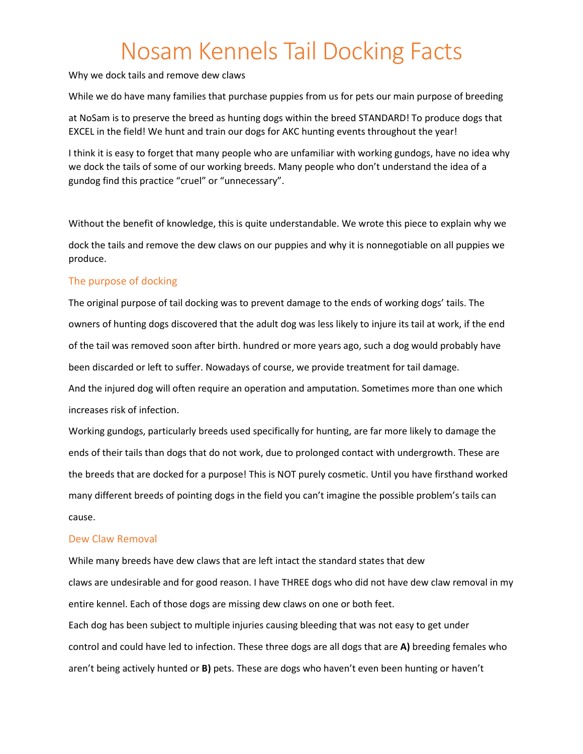# Nosam Kennels Tail Docking Facts

Why we dock tails and remove dew claws

While we do have many families that purchase puppies from us for pets our main purpose of breeding at NoSam is to preserve the breed as hunting dogs within the breed STANDARD! To produce dogs that EXCEL in the field! We hunt and train our dogs for AKC hunting events throughout the year!

I think it is easy to forget that many people who are unfamiliar with working gundogs, have no idea why we dock the tails of some of our working breeds. Many people who don't understand the idea of a gundog find this practice "cruel" or "unnecessary".

Without the benefit of knowledge, this is quite understandable. We wrote this piece to explain why we dock the tails and remove the dew claws on our puppies and why it is nonnegotiable on all puppies we produce.

## The purpose of docking

The original purpose of tail docking was to prevent damage to the ends of working dogs' tails. The owners of hunting dogs discovered that the adult dog was less likely to injure its tail at work, if the end of the tail was removed soon after birth. hundred or more years ago, such a dog would probably have been discarded or left to suffer. Nowadays of course, we provide treatment for tail damage.

And the injured dog will often require an operation and amputation. Sometimes more than one which increases risk of infection.

Working gundogs, particularly breeds used specifically for hunting, are far more likely to damage the ends of their tails than dogs that do not work, due to prolonged contact with undergrowth. These are the breeds that are docked for a purpose! This is NOT purely cosmetic. Until you have firsthand worked many different breeds of pointing dogs in the field you can't imagine the possible problem's tails can cause.

## Dew Claw Removal

While many breeds have dew claws that are left intact the standard states that dew claws are undesirable and for good reason. I have THREE dogs who did not have dew claw removal in my entire kennel. Each of those dogs are missing dew claws on one or both feet.

Each dog has been subject to multiple injuries causing bleeding that was not easy to get under control and could have led to infection. These three dogs are all dogs that are **A)** breeding females who aren't being actively hunted or **B)** pets. These are dogs who haven't even been hunting or haven't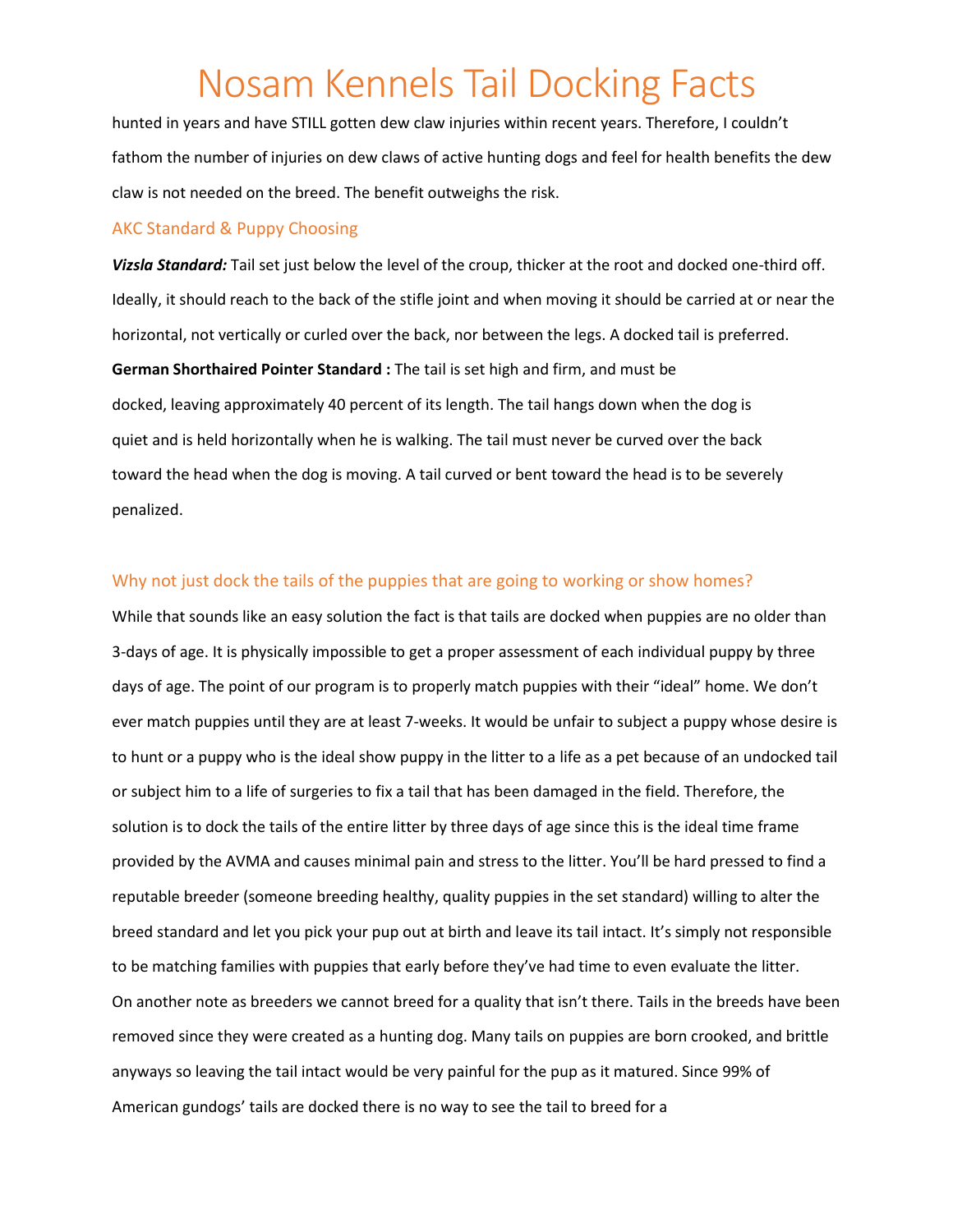hunted in years and have STILL gotten dew claw injuries within recent years. Therefore, I couldn't fathom the number of injuries on dew claws of active hunting dogs and feel for health benefits the dew claw is not needed on the breed. The benefit outweighs the risk.

## AKC Standard & Puppy Choosing

***Vizsla Standard:*** Tail set just below the level of the croup, thicker at the root and docked one-third off. Ideally, it should reach to the back of the stifle joint and when moving it should be carried at or near the horizontal, not vertically or curled over the back, nor between the legs. A docked tail is preferred.

**German Shorthaired Pointer Standard :** The tail is set high and firm, and must be docked, leaving approximately 40 percent of its length. The tail hangs down when the dog is quiet and is held horizontally when he is walking. The tail must never be curved over the back toward the head when the dog is moving. A tail curved or bent toward the head is to be severely penalized.

## Why not just dock the tails of the puppies that are going to working or show homes?

While that sounds like an easy solution the fact is that tails are docked when puppies are no older than 3-days of age. It is physically impossible to get a proper assessment of each individual puppy by three days of age. The point of our program is to properly match puppies with their "ideal" home. We don't ever match puppies until they are at least 7-weeks. It would be unfair to subject a puppy whose desire is to hunt or a puppy who is the ideal show puppy in the litter to a life as a pet because of an undocked tail or subject him to a life of surgeries to fix a tail that has been damaged in the field. Therefore, the solution is to dock the tails of the entire litter by three days of age since this is the ideal time frame provided by the AVMA and causes minimal pain and stress to the litter. You'll be hard pressed to find a reputable breeder (someone breeding healthy, quality puppies in the set standard) willing to alter the breed standard and let you pick your pup out at birth and leave its tail intact. It's simply not responsible to be matching families with puppies that early before they've had time to even evaluate the litter.

On another note as breeders we cannot breed for a quality that isn't there. Tails in the breeds have been removed since they were created as a hunting dog. Many tails on puppies are born crooked, and brittle anyways so leaving the tail intact would be very painful for the pup as it matured. Since 99% of American gundogs' tails are docked there is no way to see the tail to breed for a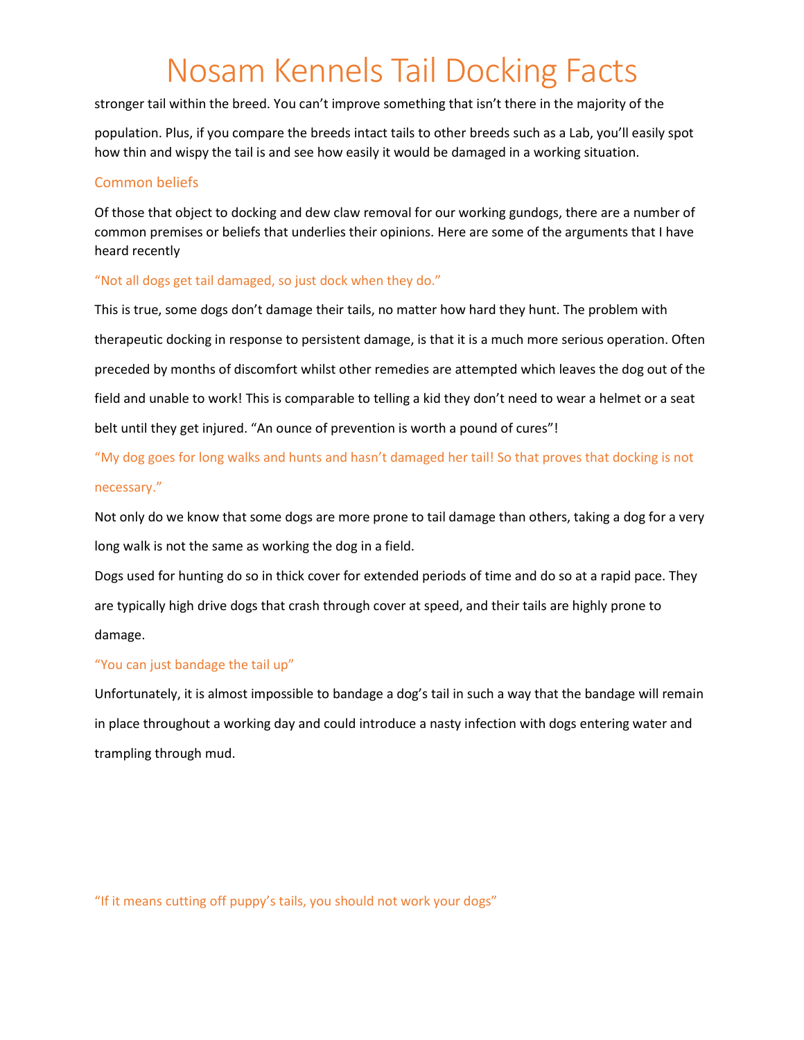stronger tail within the breed. You can't improve something that isn't there in the majority of the population. Plus, if you compare the breeds intact tails to other breeds such as a Lab, you'll easily spot how thin and wispy the tail is and see how easily it would be damaged in a working situation.

## Common beliefs

Of those that object to docking and dew claw removal for our working gundogs, there are a number of common premises or beliefs that underlies their opinions. Here are some of the arguments that I have heard recently

### "Not all dogs get tail damaged, so just dock when they do."

This is true, some dogs don't damage their tails, no matter how hard they hunt. The problem with therapeutic docking in response to persistent damage, is that it is a much more serious operation. Often preceded by months of discomfort whilst other remedies are attempted which leaves the dog out of the field and unable to work! This is comparable to telling a kid they don't need to wear a helmet or a seat belt until they get injured. "An ounce of prevention is worth a pound of cures"!

### "My dog goes for long walks and hunts and hasn't damaged her tail! So that proves that docking is not necessary."

Not only do we know that some dogs are more prone to tail damage than others, taking a dog for a very long walk is not the same as working the dog in a field.

Dogs used for hunting do so in thick cover for extended periods of time and do so at a rapid pace. They are typically high drive dogs that crash through cover at speed, and their tails are highly prone to damage.

### "You can just bandage the tail up"

Unfortunately, it is almost impossible to bandage a dog's tail in such a way that the bandage will remain in place throughout a working day and could introduce a nasty infection with dogs entering water and trampling through mud.

### "If it means cutting off puppy's tails, you should not work your dogs"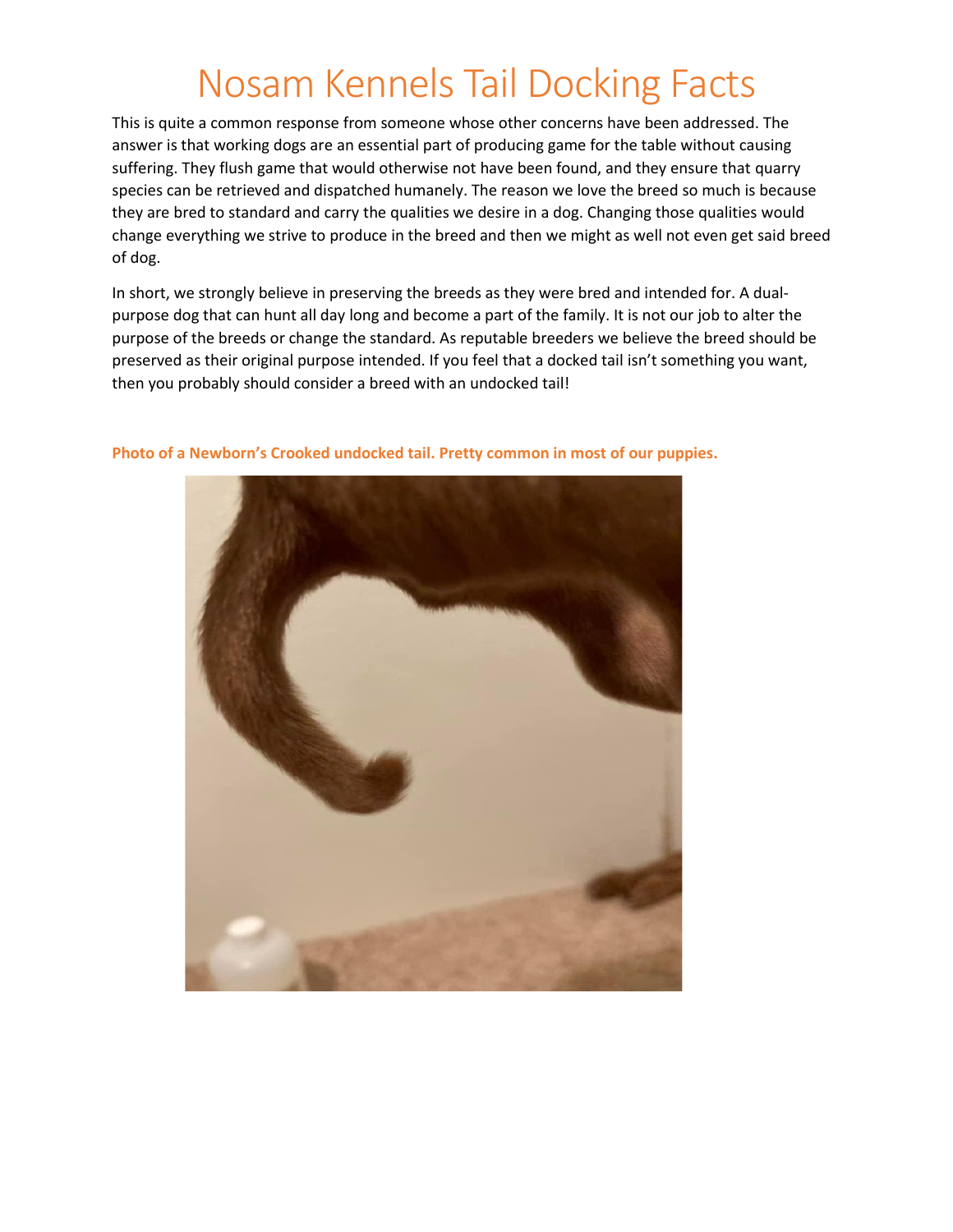# Nosam Kennels Tail Docking Facts

This is quite a common response from someone whose other concerns have been addressed. The answer is that working dogs are an essential part of producing game for the table without causing suffering. They flush game that would otherwise not have been found, and they ensure that quarry species can be retrieved and dispatched humanely. The reason we love the breed so much is because they are bred to standard and carry the qualities we desire in a dog. Changing those qualities would change everything we strive to produce in the breed and then we might as well not even get said breed of dog.

In short, we strongly believe in preserving the breeds as they were bred and intended for. A dual-purpose dog that can hunt all day long and become a part of the family. It is not our job to alter the purpose of the breeds or change the standard. As reputable breeders we believe the breed should be preserved as their original purpose intended. If you feel that a docked tail isn't something you want, then you probably should consider a breed with an undocked tail!

**Photo of a Newborn's Crooked undocked tail. Pretty common in most of our puppies.**